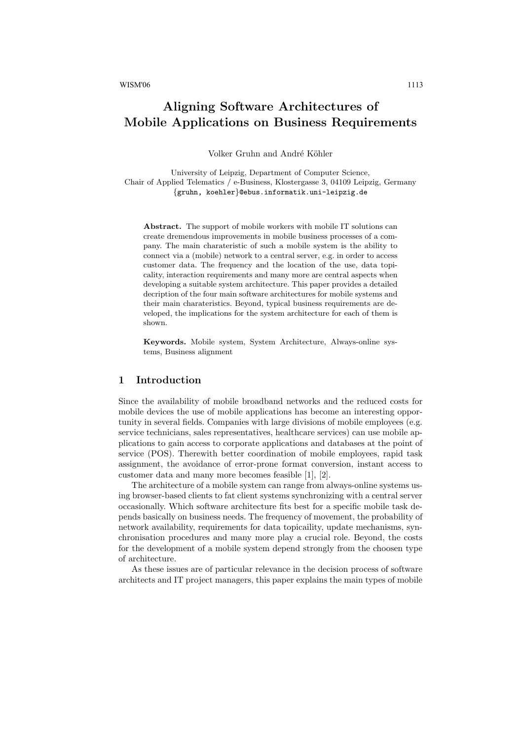# Aligning Software Architectures of Mobile Applications on Business Requirements

Volker Gruhn and André Köhler

University of Leipzig, Department of Computer Science,
Chair of Applied Telematics / e-Business, Klostergasse 3, 04109 Leipzig, Germany
{gruhn, koehler}@ebus.informatik.uni-leipzig.de

**Abstract.** The support of mobile workers with mobile IT solutions can create dremendous improvements in mobile business processes of a company. The main charateristic of such a mobile system is the ability to connect via a (mobile) network to a central server, e.g. in order to access customer data. The frequency and the location of the use, data topicality, interaction requirements and many more are central aspects when developing a suitable system architecture. This paper provides a detailed decription of the four main software architectures for mobile systems and their main charateristics. Beyond, typical business requirements are developed, the implications for the system architecture for each of them is shown.

**Keywords.** Mobile system, System Architecture, Always-online systems, Business alignment

## 1 Introduction

Since the availability of mobile broadband networks and the reduced costs for mobile devices the use of mobile applications has become an interesting opportunity in several fields. Companies with large divisions of mobile employees (e.g. service technicians, sales representatives, healthcare services) can use mobile applications to gain access to corporate applications and databases at the point of service (POS). Therewith better coordination of mobile employees, rapid task assignment, the avoidance of error-prone format conversion, instant access to customer data and many more becomes feasible [1], [2].

The architecture of a mobile system can range from always-online systems using browser-based clients to fat client systems synchronizing with a central server occasionally. Which software architecture fits best for a specific mobile task depends basically on business needs. The frequency of movement, the probability of network availability, requirements for data topicaility, update mechanisms, synchronisation procedures and many more play a crucial role. Beyond, the costs for the development of a mobile system depend strongly from the choosen type of architecture.

As these issues are of particular relevance in the decision process of software architects and IT project managers, this paper explains the main types of mobile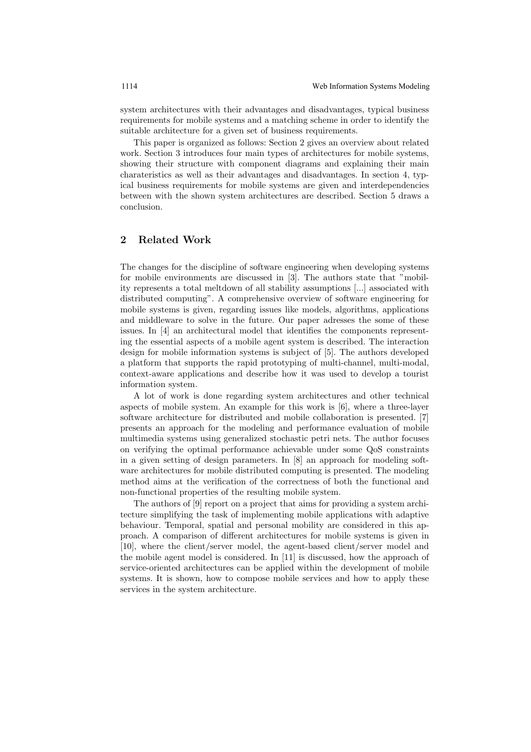system architectures with their advantages and disadvantages, typical business requirements for mobile systems and a matching scheme in order to identify the suitable architecture for a given set of business requirements.

This paper is organized as follows: Section 2 gives an overview about related work. Section 3 introduces four main types of architectures for mobile systems, showing their structure with component diagrams and explaining their main charateristics as well as their advantages and disadvantages. In section 4, typical business requirements for mobile systems are given and interdependencies between with the shown system architectures are described. Section 5 draws a conclusion.

## 2 Related Work

The changes for the discipline of software engineering when developing systems for mobile environments are discussed in [3]. The authors state that "mobility represents a total meltdown of all stability assumptions [...] associated with distributed computing". A comprehensive overview of software engineering for mobile systems is given, regarding issues like models, algorithms, applications and middleware to solve in the future. Our paper adresses the some of these issues. In [4] an architectural model that identifies the components representing the essential aspects of a mobile agent system is described. The interaction design for mobile information systems is subject of [5]. The authors developed a platform that supports the rapid prototyping of multi-channel, multi-modal, context-aware applications and describe how it was used to develop a tourist information system.

A lot of work is done regarding system architectures and other technical aspects of mobile system. An example for this work is [6], where a three-layer software architecture for distributed and mobile collaboration is presented. [7] presents an approach for the modeling and performance evaluation of mobile multimedia systems using generalized stochastic petri nets. The author focuses on verifying the optimal performance achievable under some QoS constraints in a given setting of design parameters. In [8] an approach for modeling software architectures for mobile distributed computing is presented. The modeling method aims at the verification of the correctness of both the functional and non-functional properties of the resulting mobile system.

The authors of [9] report on a project that aims for providing a system architecture simplifying the task of implementing mobile applications with adaptive behaviour. Temporal, spatial and personal mobility are considered in this approach. A comparison of different architectures for mobile systems is given in [10], where the client/server model, the agent-based client/server model and the mobile agent model is considered. In [11] is discussed, how the approach of service-oriented architectures can be applied within the development of mobile systems. It is shown, how to compose mobile services and how to apply these services in the system architecture.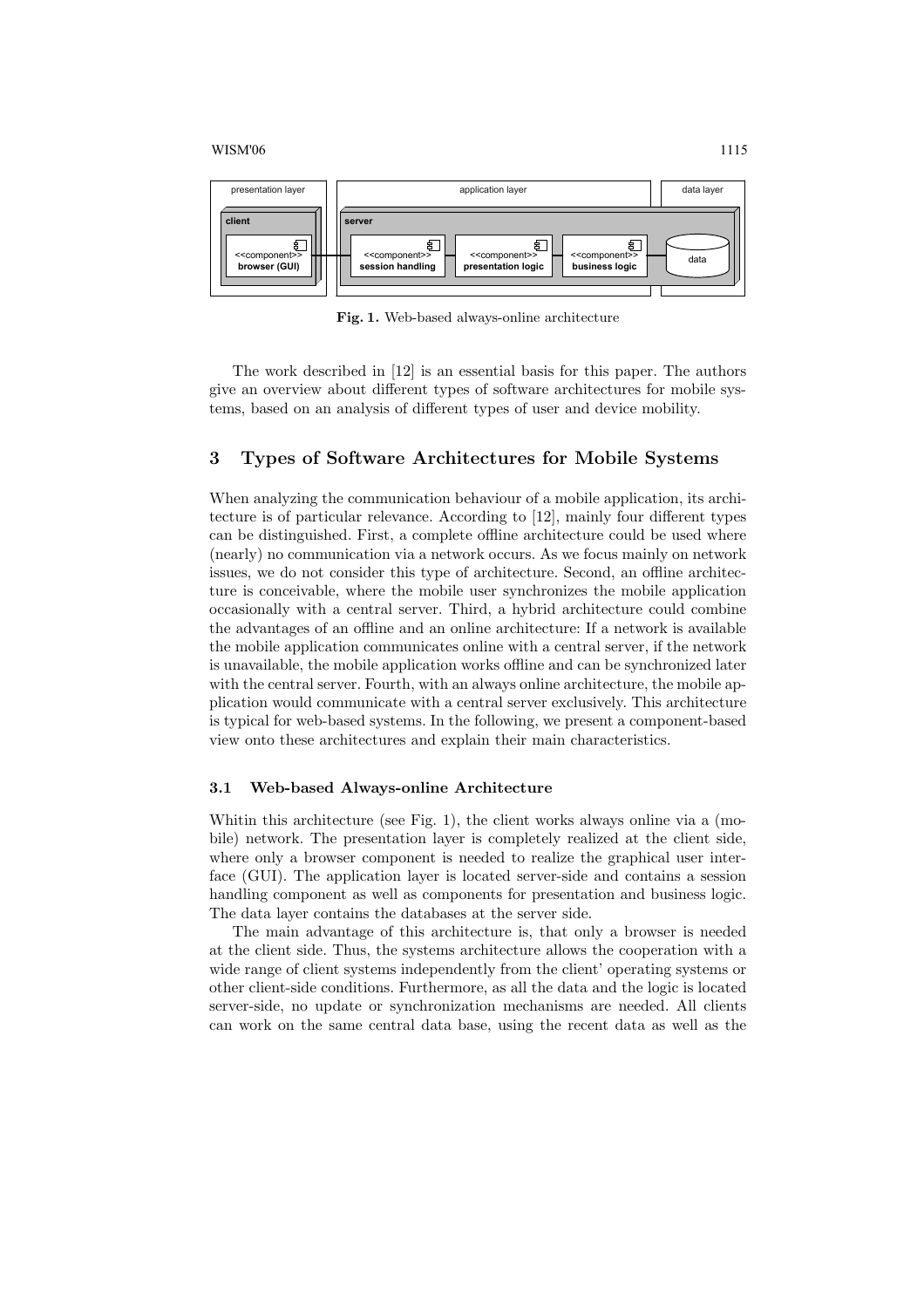Fig. 1. Web-based always-online architecture

The work described in [12] is an essential basis for this paper. The authors give an overview about different types of software architectures for mobile systems, based on an analysis of different types of user and device mobility.

## 3 Types of Software Architectures for Mobile Systems

When analyzing the communication behaviour of a mobile application, its architecture is of particular relevance. According to [12], mainly four different types can be distinguished. First, a complete offline architecture could be used where (nearly) no communication via a network occurs. As we focus mainly on network issues, we do not consider this type of architecture. Second, an offline architecture is conceivable, where the mobile user synchronizes the mobile application occasionally with a central server. Third, a hybrid architecture could combine the advantages of an offline and an online architecture: If a network is available the mobile application communicates online with a central server, if the network is unavailable, the mobile application works offline and can be synchronized later with the central server. Fourth, with an always online architecture, the mobile application would communicate with a central server exclusively. This architecture is typical for web-based systems. In the following, we present a component-based view onto these architectures and explain their main characteristics.

### 3.1 Web-based Always-online Architecture

Whitin this architecture (see Fig. 1), the client works always online via a (mobile) network. The presentation layer is completely realized at the client side, where only a browser component is needed to realize the graphical user interface (GUI). The application layer is located server-side and contains a session handling component as well as components for presentation and business logic. The data layer contains the databases at the server side.

The main advantage of this architecture is, that only a browser is needed at the client side. Thus, the systems architecture allows the cooperation with a wide range of client systems independently from the client' operating systems or other client-side conditions. Furthermore, as all the data and the logic is located server-side, no update or synchronization mechanisms are needed. All clients can work on the same central data base, using the recent data as well as the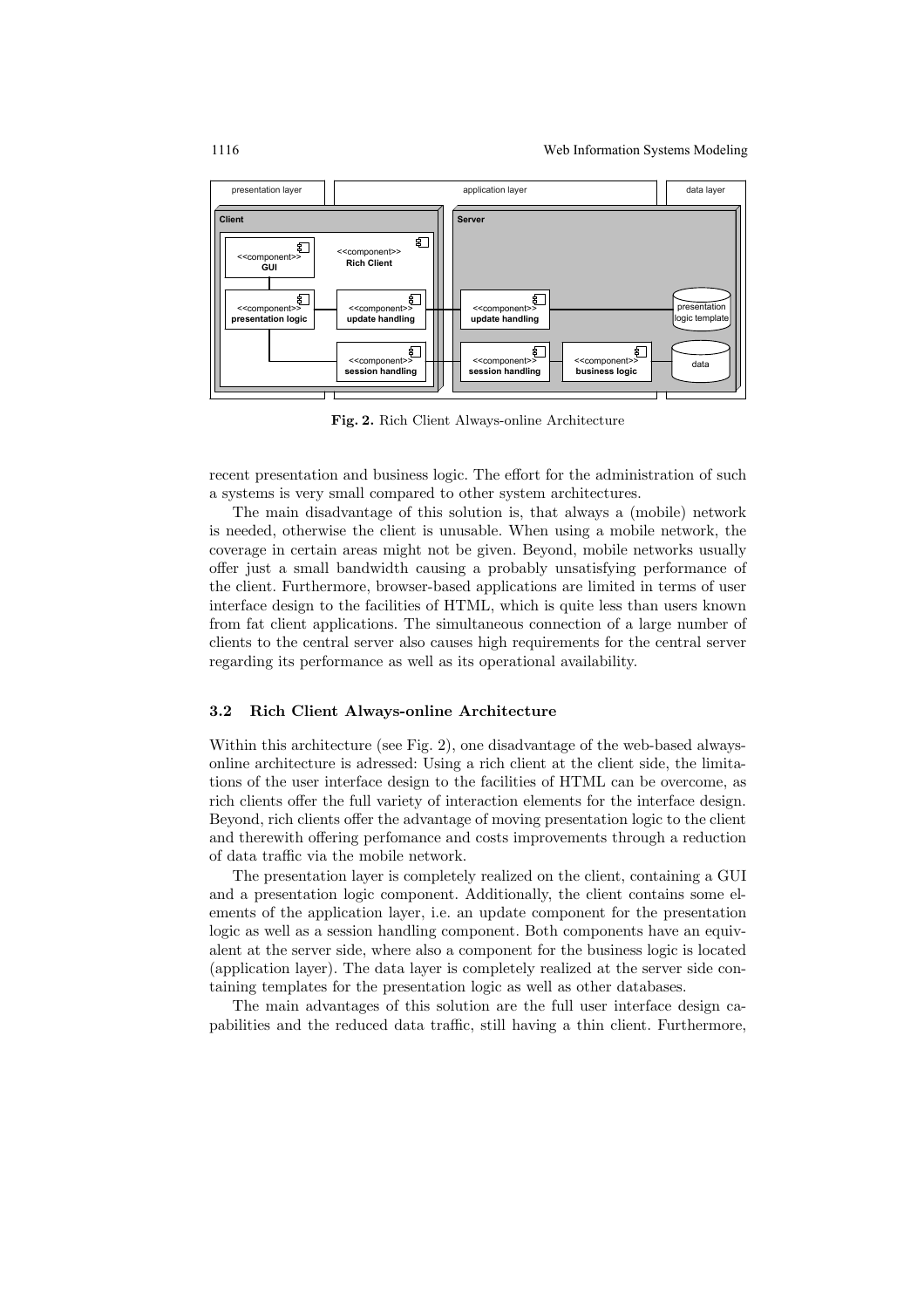Fig. 2. Rich Client Always-online Architecture

recent presentation and business logic. The effort for the administration of such a systems is very small compared to other system architectures.

The main disadvantage of this solution is, that always a (mobile) network is needed, otherwise the client is unusable. When using a mobile network, the coverage in certain areas might not be given. Beyond, mobile networks usually offer just a small bandwidth causing a probably unsatisfying performance of the client. Furthermore, browser-based applications are limited in terms of user interface design to the facilities of HTML, which is quite less than users known from fat client applications. The simultaneous connection of a large number of clients to the central server also causes high requirements for the central server regarding its performance as well as its operational availability.

### 3.2 Rich Client Always-online Architecture

Within this architecture (see Fig. 2), one disadvantage of the web-based always-online architecture is adressed: Using a rich client at the client side, the limitations of the user interface design to the facilities of HTML can be overcome, as rich clients offer the full variety of interaction elements for the interface design. Beyond, rich clients offer the advantage of moving presentation logic to the client and therewith offering perfomance and costs improvements through a reduction of data traffic via the mobile network.

The presentation layer is completely realized on the client, containing a GUI and a presentation logic component. Additionally, the client contains some elements of the application layer, i.e. an update component for the presentation logic as well as a session handling component. Both components have an equivalent at the server side, where also a component for the business logic is located (application layer). The data layer is completely realized at the server side containing templates for the presentation logic as well as other databases.

The main advantages of this solution are the full user interface design capabilities and the reduced data traffic, still having a thin client. Furthermore,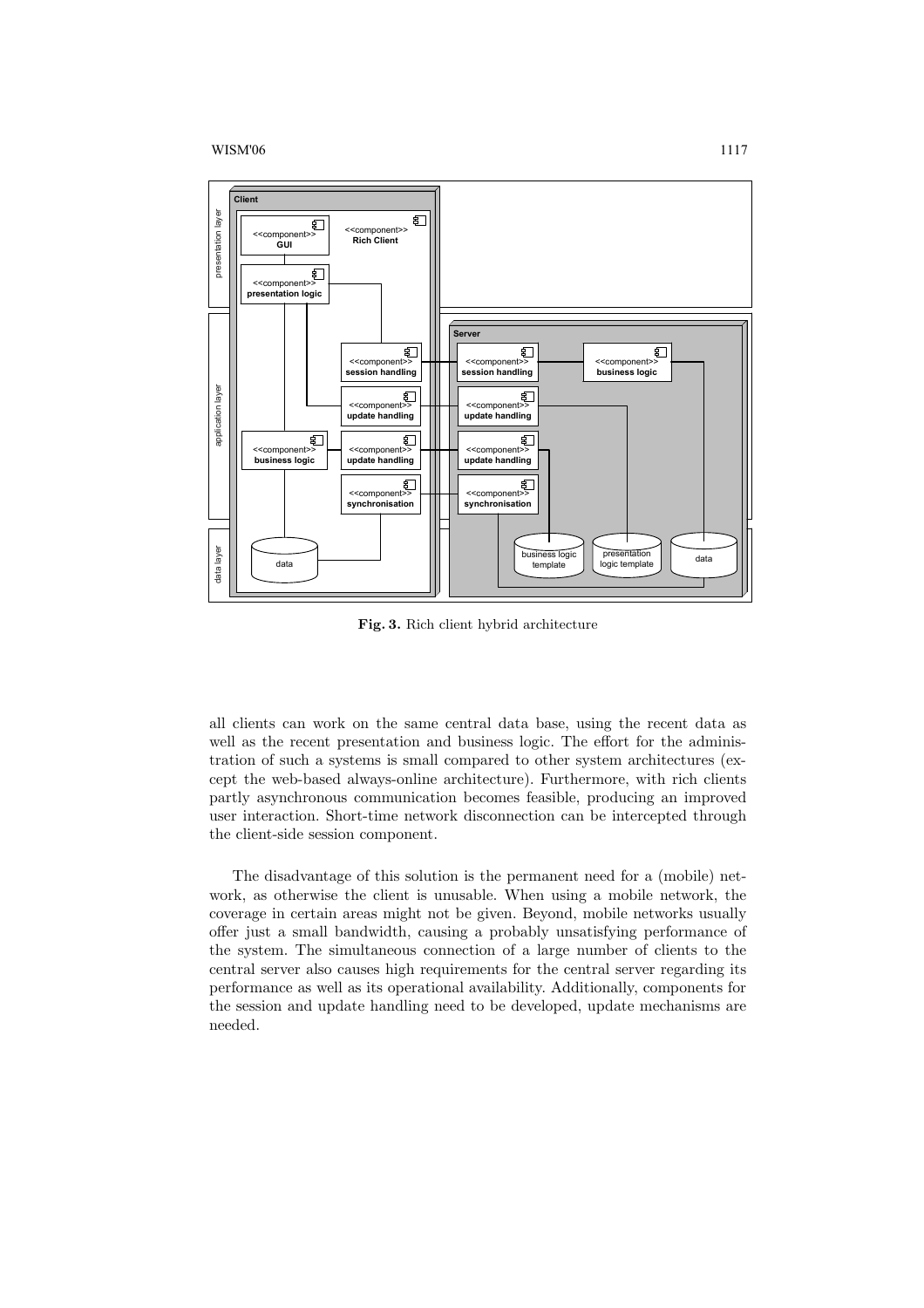**Fig. 3.** Rich client hybrid architecture

all clients can work on the same central data base, using the recent data as well as the recent presentation and business logic. The effort for the administration of such a systems is small compared to other system architectures (except the web-based always-online architecture). Furthermore, with rich clients partly asynchronous communication becomes feasible, producing an improved user interaction. Short-time network disconnection can be intercepted through the client-side session component.

The disadvantage of this solution is the permanent need for a (mobile) network, as otherwise the client is unusable. When using a mobile network, the coverage in certain areas might not be given. Beyond, mobile networks usually offer just a small bandwidth, causing a probably unsatisfying performance of the system. The simultaneous connection of a large number of clients to the central server also causes high requirements for the central server regarding its performance as well as its operational availability. Additionally, components for the session and update handling need to be developed, update mechanisms are needed.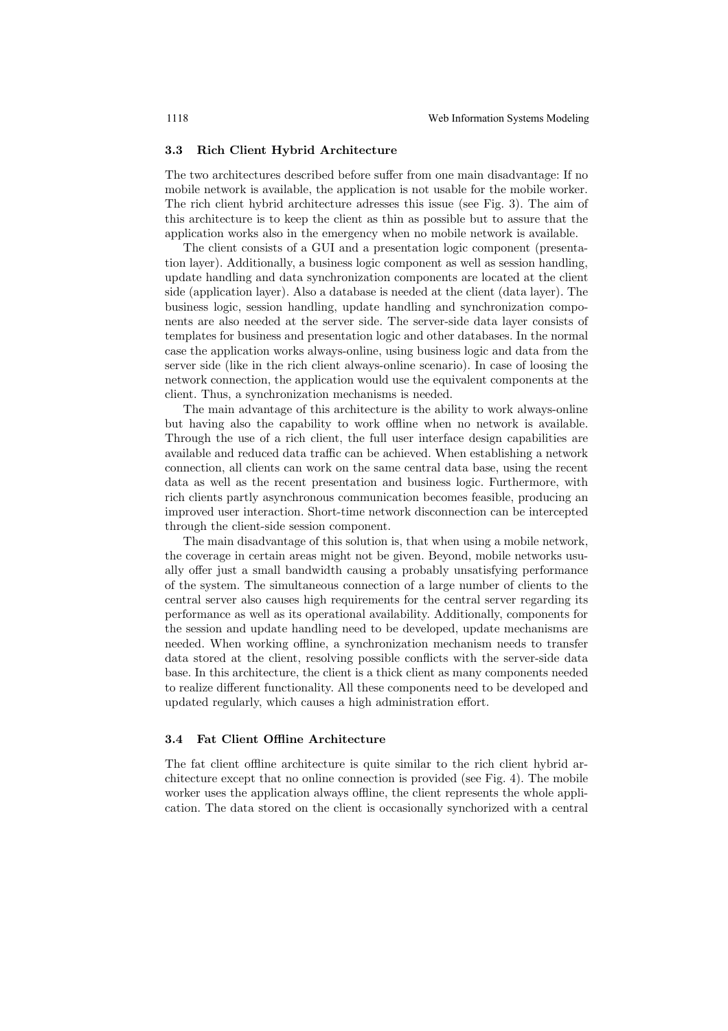### 3.3 Rich Client Hybrid Architecture

The two architectures described before suffer from one main disadvantage: If no mobile network is available, the application is not usable for the mobile worker. The rich client hybrid architecture adresses this issue (see Fig. 3). The aim of this architecture is to keep the client as thin as possible but to assure that the application works also in the emergency when no mobile network is available.

The client consists of a GUI and a presentation logic component (presentation layer). Additionally, a business logic component as well as session handling, update handling and data synchronization components are located at the client side (application layer). Also a database is needed at the client (data layer). The business logic, session handling, update handling and synchronization components are also needed at the server side. The server-side data layer consists of templates for business and presentation logic and other databases. In the normal case the application works always-online, using business logic and data from the server side (like in the rich client always-online scenario). In case of loosing the network connection, the application would use the equivalent components at the client. Thus, a synchronization mechanisms is needed.

The main advantage of this architecture is the ability to work always-online but having also the capability to work offline when no network is available. Through the use of a rich client, the full user interface design capabilities are available and reduced data traffic can be achieved. When establishing a network connection, all clients can work on the same central data base, using the recent data as well as the recent presentation and business logic. Furthermore, with rich clients partly asynchronous communication becomes feasible, producing an improved user interaction. Short-time network disconnection can be intercepted through the client-side session component.

The main disadvantage of this solution is, that when using a mobile network, the coverage in certain areas might not be given. Beyond, mobile networks usually offer just a small bandwidth causing a probably unsatisfying performance of the system. The simultaneous connection of a large number of clients to the central server also causes high requirements for the central server regarding its performance as well as its operational availability. Additionally, components for the session and update handling need to be developed, update mechanisms are needed. When working offline, a synchronization mechanism needs to transfer data stored at the client, resolving possible conflicts with the server-side data base. In this architecture, the client is a thick client as many components needed to realize different functionality. All these components need to be developed and updated regularly, which causes a high administration effort.

### 3.4 Fat Client Offline Architecture

The fat client offline architecture is quite similar to the rich client hybrid architecture except that no online connection is provided (see Fig. 4). The mobile worker uses the application always offline, the client represents the whole application. The data stored on the client is occasionally synchorized with a central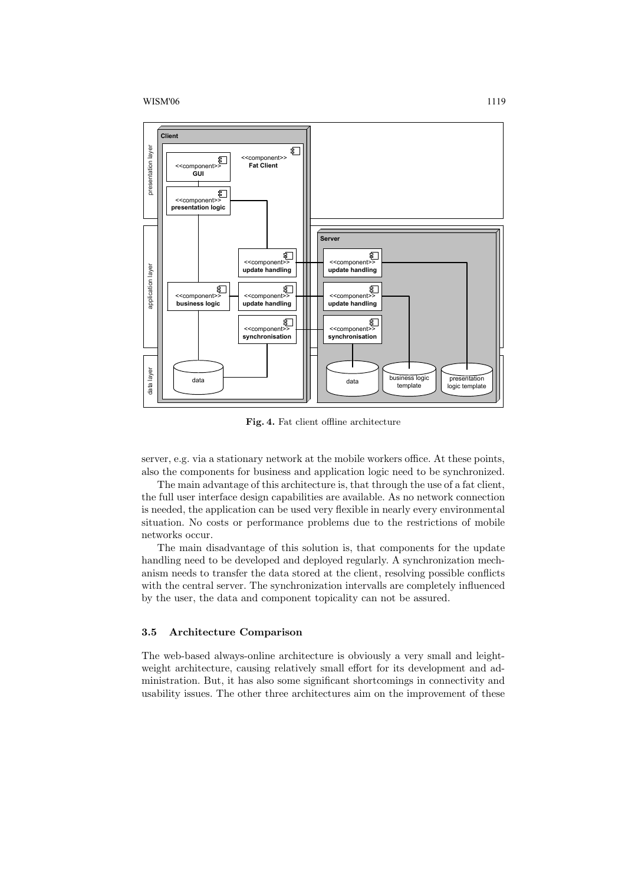Fig. 4. Fat client offline architecture

server, e.g. via a stationary network at the mobile workers office. At these points, also the components for business and application logic need to be synchronized.

The main advantage of this architecture is, that through the use of a fat client, the full user interface design capabilities are available. As no network connection is needed, the application can be used very flexible in nearly every environmental situation. No costs or performance problems due to the restrictions of mobile networks occur.

The main disadvantage of this solution is, that components for the update handling need to be developed and deployed regularly. A synchronization mechanism needs to transfer the data stored at the client, resolving possible conflicts with the central server. The synchronization intervalls are completely influenced by the user, the data and component topicality can not be assured.

### 3.5 Architecture Comparison

The web-based always-online architecture is obviously a very small and leightweight architecture, causing relatively small effort for its development and administration. But, it has also some significant shortcomings in connectivity and usability issues. The other three architectures aim on the improvement of these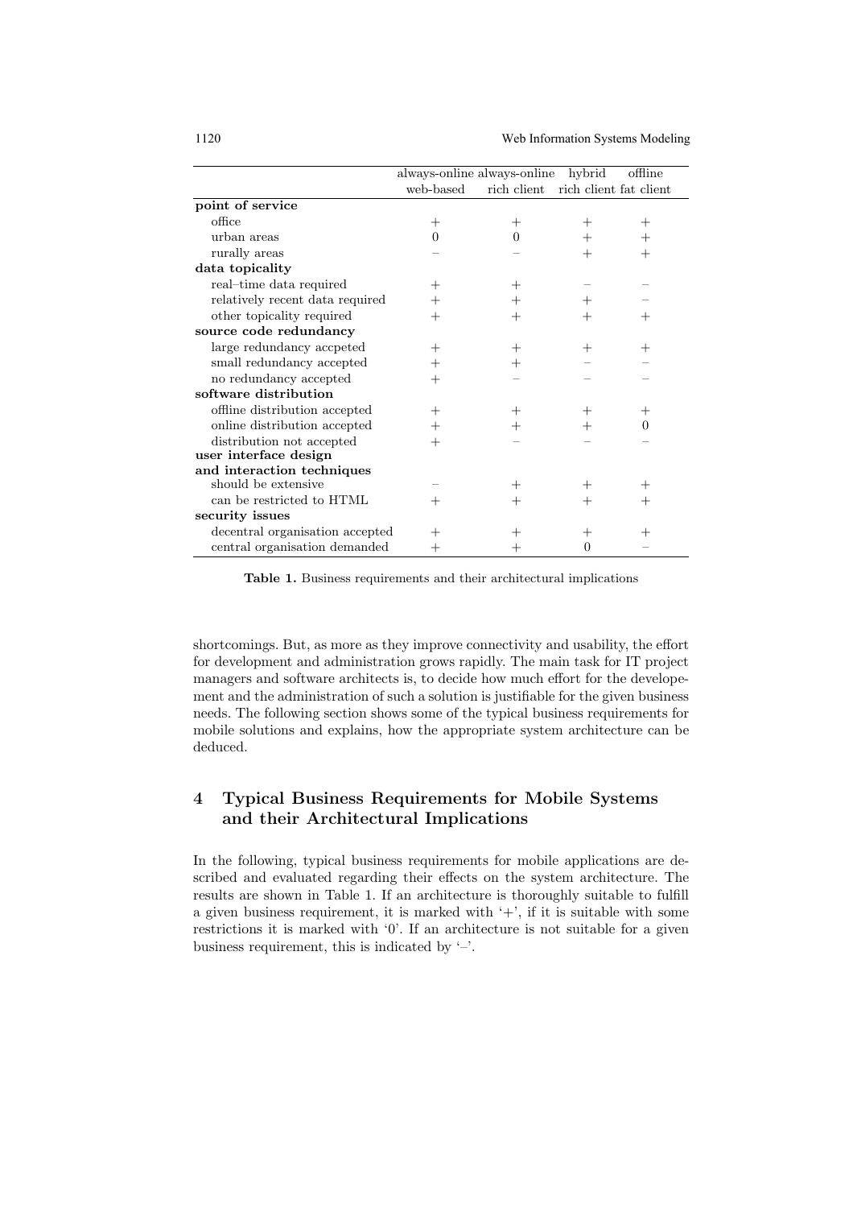| | always-online web-based | always-online rich client | hybrid rich client | offline fat client |
|---|---|---|---|---|
| **point of service** | | | | |
| office | + | + | + | + |
| urban areas | 0 | 0 | + | + |
| rurally areas | – | – | + | + |
| **data topicality** | | | | |
| real–time data required | + | + | – | – |
| relatively recent data required | + | + | + | – |
| other topicality required | + | + | + | + |
| **source code redundancy** | | | | |
| large redundancy accpeted | + | + | + | + |
| small redundancy accepted | + | + | – | – |
| no redundancy accepted | + | – | – | – |
| **software distribution** | | | | |
| offline distribution accepted | + | + | + | + |
| online distribution accepted | + | + | + | 0 |
| distribution not accepted | + | – | – | – |
| **user interface design and interaction techniques** | | | | |
| should be extensive | – | + | + | + |
| can be restricted to HTML | + | + | + | + |
| **security issues** | | | | |
| decentral organisation accepted | + | + | + | + |
| central organisation demanded | + | + | 0 | – |

**Table 1.** Business requirements and their architectural implications

shortcomings. But, as more as they improve connectivity and usability, the effort for development and administration grows rapidly. The main task for IT project managers and software architects is, to decide how much effort for the developement and the administration of such a solution is justifiable for the given business needs. The following section shows some of the typical business requirements for mobile solutions and explains, how the appropriate system architecture can be deduced.

## 4 Typical Business Requirements for Mobile Systems and their Architectural Implications

In the following, typical business requirements for mobile applications are described and evaluated regarding their effects on the system architecture. The results are shown in Table 1. If an architecture is thoroughly suitable to fulfill a given business requirement, it is marked with '+', if it is suitable with some restrictions it is marked with '0'. If an architecture is not suitable for a given business requirement, this is indicated by '–'.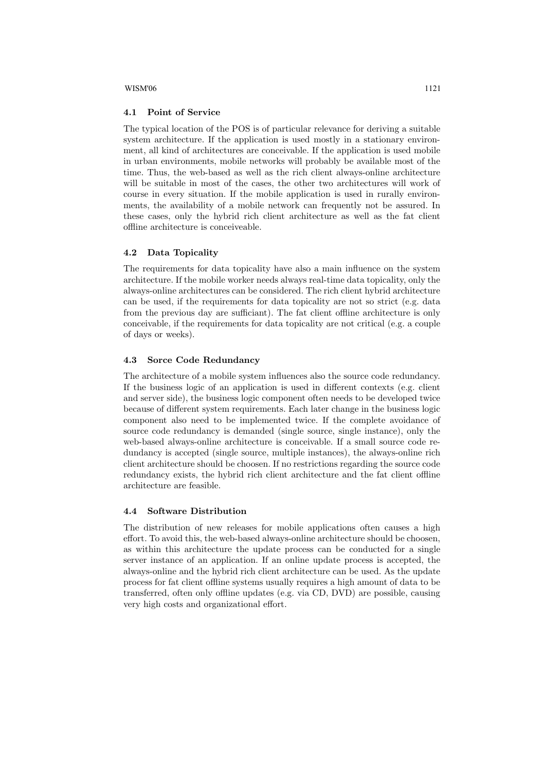### 4.1 Point of Service

The typical location of the POS is of particular relevance for deriving a suitable system architecture. If the application is used mostly in a stationary environment, all kind of architectures are conceivable. If the application is used mobile in urban environments, mobile networks will probably be available most of the time. Thus, the web-based as well as the rich client always-online architecture will be suitable in most of the cases, the other two architectures will work of course in every situation. If the mobile application is used in rurally environments, the availability of a mobile network can frequently not be assured. In these cases, only the hybrid rich client architecture as well as the fat client offline architecture is conceiveable.

### 4.2 Data Topicality

The requirements for data topicality have also a main influence on the system architecture. If the mobile worker needs always real-time data topicality, only the always-online architectures can be considered. The rich client hybrid architecture can be used, if the requirements for data topicality are not so strict (e.g. data from the previous day are sufficiant). The fat client offline architecture is only conceivable, if the requirements for data topicality are not critical (e.g. a couple of days or weeks).

### 4.3 Sorce Code Redundancy

The architecture of a mobile system influences also the source code redundancy. If the business logic of an application is used in different contexts (e.g. client and server side), the business logic component often needs to be developed twice because of different system requirements. Each later change in the business logic component also need to be implemented twice. If the complete avoidance of source code redundancy is demanded (single source, single instance), only the web-based always-online architecture is conceivable. If a small source code redundancy is accepted (single source, multiple instances), the always-online rich client architecture should be choosen. If no restrictions regarding the source code redundancy exists, the hybrid rich client architecture and the fat client offline architecture are feasible.

### 4.4 Software Distribution

The distribution of new releases for mobile applications often causes a high effort. To avoid this, the web-based always-online architecture should be choosen, as within this architecture the update process can be conducted for a single server instance of an application. If an online update process is accepted, the always-online and the hybrid rich client architecture can be used. As the update process for fat client offline systems usually requires a high amount of data to be transferred, often only offline updates (e.g. via CD, DVD) are possible, causing very high costs and organizational effort.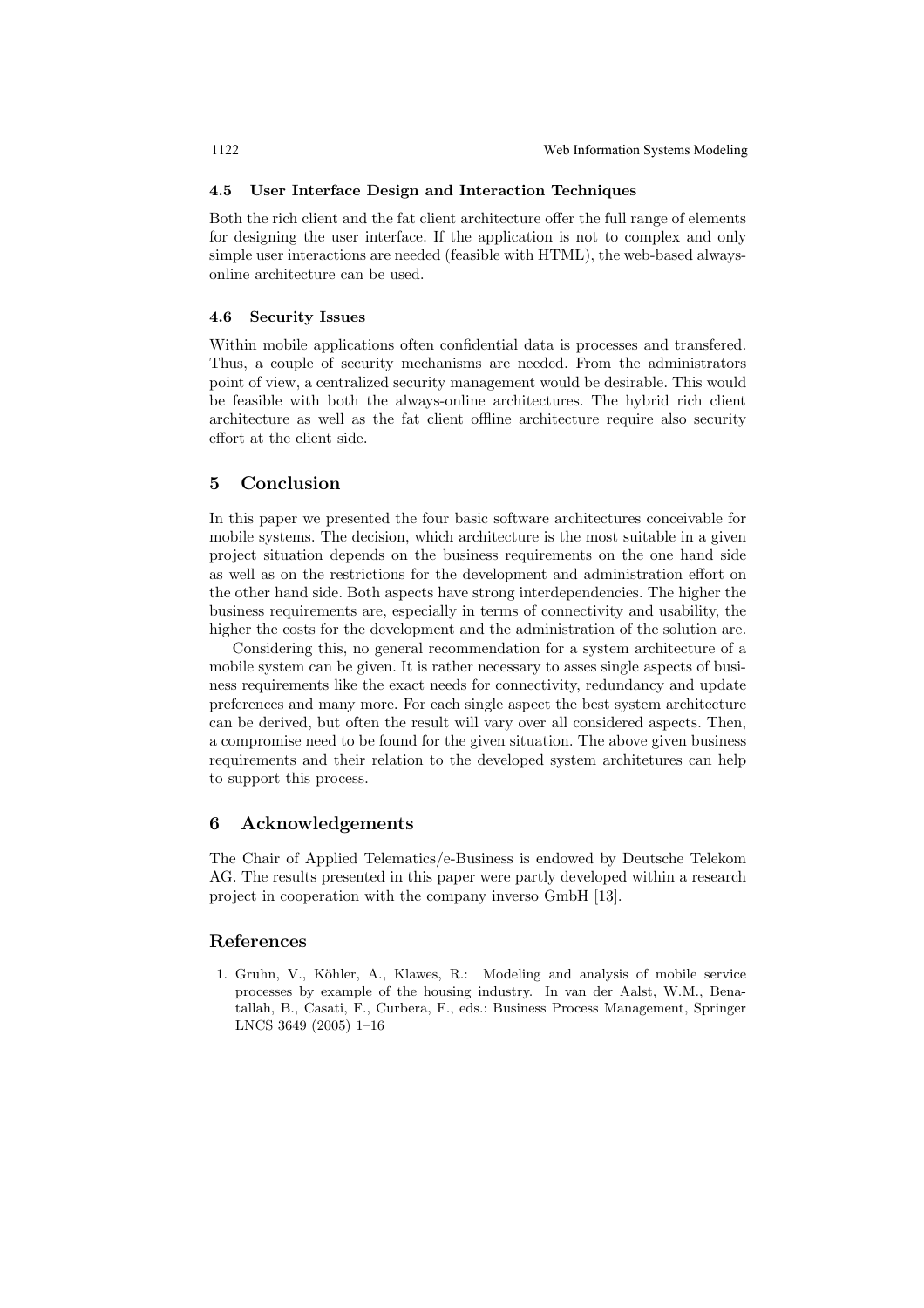### 4.5 User Interface Design and Interaction Techniques

Both the rich client and the fat client architecture offer the full range of elements for designing the user interface. If the application is not to complex and only simple user interactions are needed (feasible with HTML), the web-based always-online architecture can be used.

### 4.6 Security Issues

Within mobile applications often confidential data is processes and transfered. Thus, a couple of security mechanisms are needed. From the administrators point of view, a centralized security management would be desirable. This would be feasible with both the always-online architectures. The hybrid rich client architecture as well as the fat client offline architecture require also security effort at the client side.

## 5 Conclusion

In this paper we presented the four basic software architectures conceivable for mobile systems. The decision, which architecture is the most suitable in a given project situation depends on the business requirements on the one hand side as well as on the restrictions for the development and administration effort on the other hand side. Both aspects have strong interdependencies. The higher the business requirements are, especially in terms of connectivity and usability, the higher the costs for the development and the administration of the solution are.

Considering this, no general recommendation for a system architecture of a mobile system can be given. It is rather necessary to asses single aspects of business requirements like the exact needs for connectivity, redundancy and update preferences and many more. For each single aspect the best system architecture can be derived, but often the result will vary over all considered aspects. Then, a compromise need to be found for the given situation. The above given business requirements and their relation to the developed system architetures can help to support this process.

## 6 Acknowledgements

The Chair of Applied Telematics/e-Business is endowed by Deutsche Telekom AG. The results presented in this paper were partly developed within a research project in cooperation with the company inverso GmbH [13].

## References

1. Gruhn, V., Köhler, A., Klawes, R.: Modeling and analysis of mobile service processes by example of the housing industry. In van der Aalst, W.M., Benatallah, B., Casati, F., Curbera, F., eds.: Business Process Management, Springer LNCS 3649 (2005) 1–16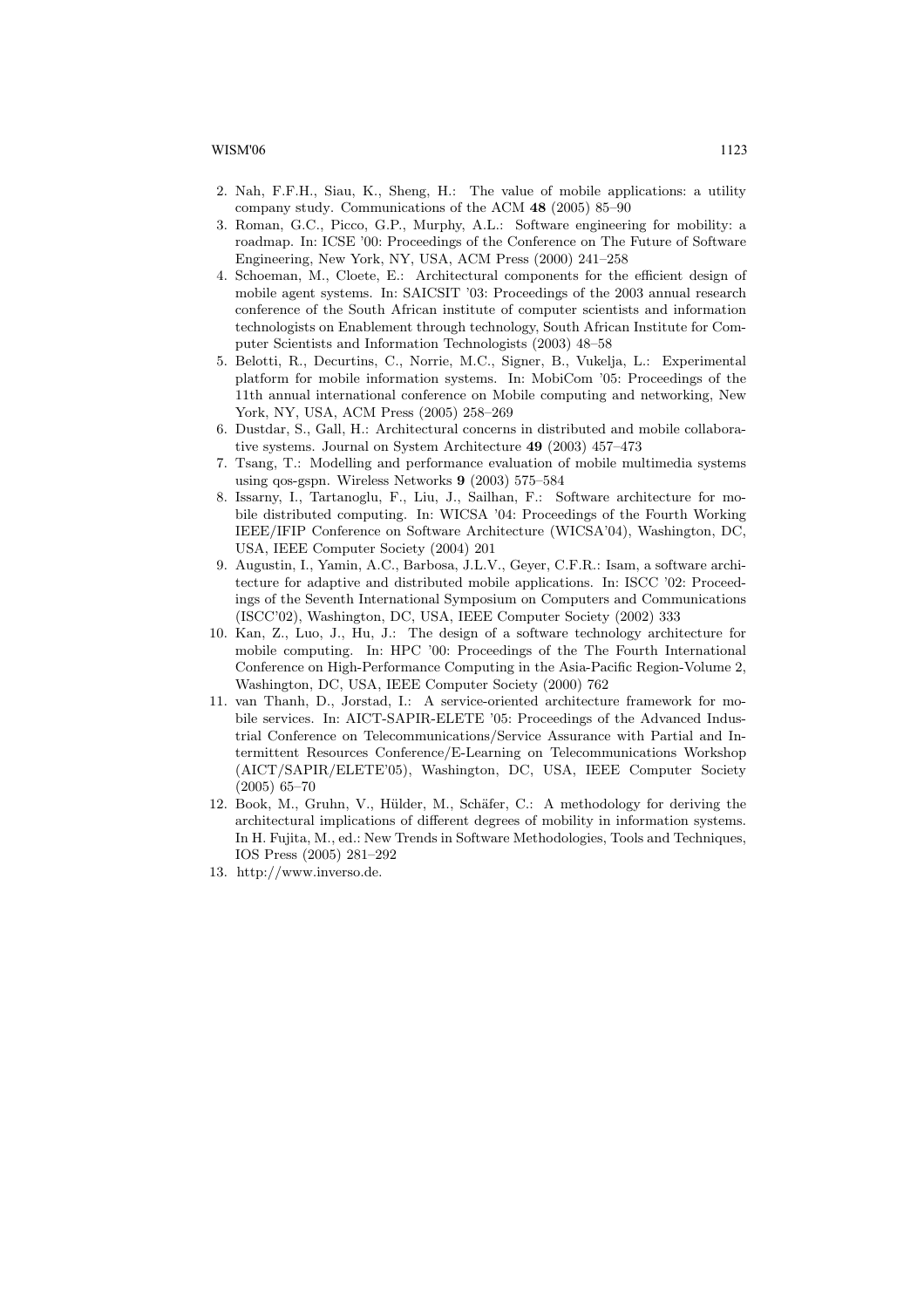2. Nah, F.F.H., Siau, K., Sheng, H.: The value of mobile applications: a utility company study. Communications of the ACM **48** (2005) 85–90
3. Roman, G.C., Picco, G.P., Murphy, A.L.: Software engineering for mobility: a roadmap. In: ICSE '00: Proceedings of the Conference on The Future of Software Engineering, New York, NY, USA, ACM Press (2000) 241–258
4. Schoeman, M., Cloete, E.: Architectural components for the efficient design of mobile agent systems. In: SAICSIT '03: Proceedings of the 2003 annual research conference of the South African institute of computer scientists and information technologists on Enablement through technology, South African Institute for Computer Scientists and Information Technologists (2003) 48–58
5. Belotti, R., Decurtins, C., Norrie, M.C., Signer, B., Vukelja, L.: Experimental platform for mobile information systems. In: MobiCom '05: Proceedings of the 11th annual international conference on Mobile computing and networking, New York, NY, USA, ACM Press (2005) 258–269
6. Dustdar, S., Gall, H.: Architectural concerns in distributed and mobile collaborative systems. Journal on System Architecture **49** (2003) 457–473
7. Tsang, T.: Modelling and performance evaluation of mobile multimedia systems using qos-gspn. Wireless Networks **9** (2003) 575–584
8. Issarny, I., Tartanoglu, F., Liu, J., Sailhan, F.: Software architecture for mobile distributed computing. In: WICSA '04: Proceedings of the Fourth Working IEEE/IFIP Conference on Software Architecture (WICSA'04), Washington, DC, USA, IEEE Computer Society (2004) 201
9. Augustin, I., Yamin, A.C., Barbosa, J.L.V., Geyer, C.F.R.: Isam, a software architecture for adaptive and distributed mobile applications. In: ISCC '02: Proceedings of the Seventh International Symposium on Computers and Communications (ISCC'02), Washington, DC, USA, IEEE Computer Society (2002) 333
10. Kan, Z., Luo, J., Hu, J.: The design of a software technology architecture for mobile computing. In: HPC '00: Proceedings of the The Fourth International Conference on High-Performance Computing in the Asia-Pacific Region-Volume 2, Washington, DC, USA, IEEE Computer Society (2000) 762
11. van Thanh, D., Jorstad, I.: A service-oriented architecture framework for mobile services. In: AICT-SAPIR-ELETE '05: Proceedings of the Advanced Industrial Conference on Telecommunications/Service Assurance with Partial and Intermittent Resources Conference/E-Learning on Telecommunications Workshop (AICT/SAPIR/ELETE'05), Washington, DC, USA, IEEE Computer Society (2005) 65–70
12. Book, M., Gruhn, V., Hülder, M., Schäfer, C.: A methodology for deriving the architectural implications of different degrees of mobility in information systems. In H. Fujita, M., ed.: New Trends in Software Methodologies, Tools and Techniques, IOS Press (2005) 281–292
13. http://www.inverso.de.